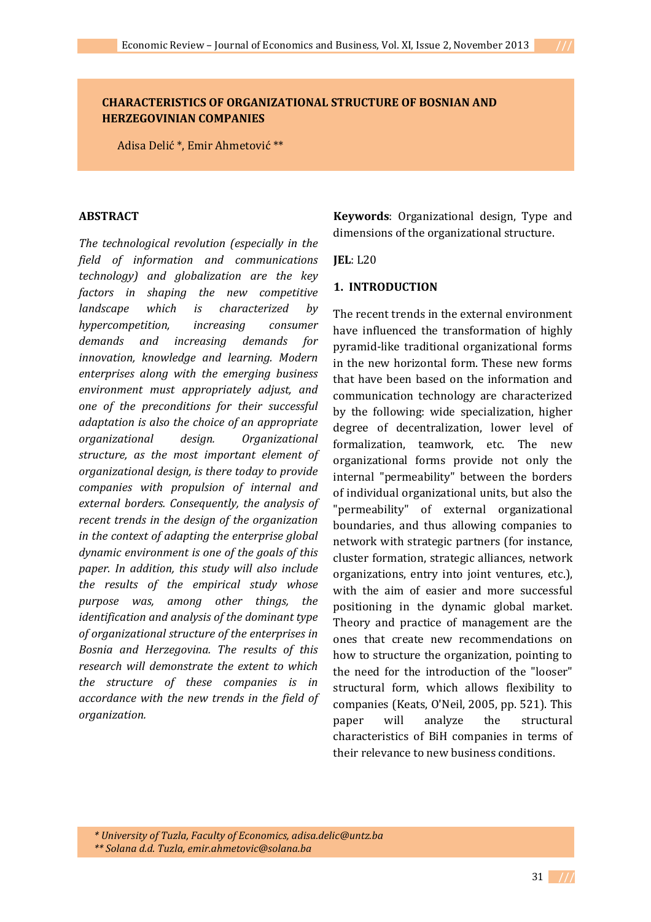# CHARACTERISTICS OF ORGANIZATIONAL STRUCTURE OF BOSNIAN AND HERZEGOVINIAN COMPANIES

Adisa Delić *, Emir Ahmetović **

## ABSTRACT

*The technological revolution (especially in the field of information and communications technology) and globalization are the key factors in shaping the new competitive landscape which is characterized by hypercompetition, increasing consumer demands and increasing demands for innovation, knowledge and learning. Modern enterprises along with the emerging business environment must appropriately adjust, and one of the preconditions for their successful adaptation is also the choice of an appropriate organizational design. Organizational structure, as the most important element of organizational design, is there today to provide companies with propulsion of internal and external borders. Consequently, the analysis of recent trends in the design of the organization in the context of adapting the enterprise global dynamic environment is one of the goals of this paper. In addition, this study will also include the results of the empirical study whose purpose was, among other things, the identification and analysis of the dominant type of organizational structure of the enterprises in Bosnia and Herzegovina. The results of this research will demonstrate the extent to which the structure of these companies is in accordance with the new trends in the field of organization.*

**Keywords**: Organizational design, Type and dimensions of the organizational structure.

**JEL**: L20

## 1. INTRODUCTION

The recent trends in the external environment have influenced the transformation of highly pyramid-like traditional organizational forms in the new horizontal form. These new forms that have been based on the information and communication technology are characterized by the following: wide specialization, higher degree of decentralization, lower level of formalization, teamwork, etc. The new organizational forms provide not only the internal "permeability" between the borders of individual organizational units, but also the "permeability" of external organizational boundaries, and thus allowing companies to network with strategic partners (for instance, cluster formation, strategic alliances, network organizations, entry into joint ventures, etc.), with the aim of easier and more successful positioning in the dynamic global market. Theory and practice of management are the ones that create new recommendations on how to structure the organization, pointing to the need for the introduction of the "looser" structural form, which allows flexibility to companies (Keats, O'Neil, 2005, pp. 521). This paper will analyze the structural characteristics of BiH companies in terms of their relevance to new business conditions.

*\* University of Tuzla, Faculty of Economics, adisa.delic@untz.ba*
*\*\* Solana d.d. Tuzla, emir.ahmetovic@solana.ba*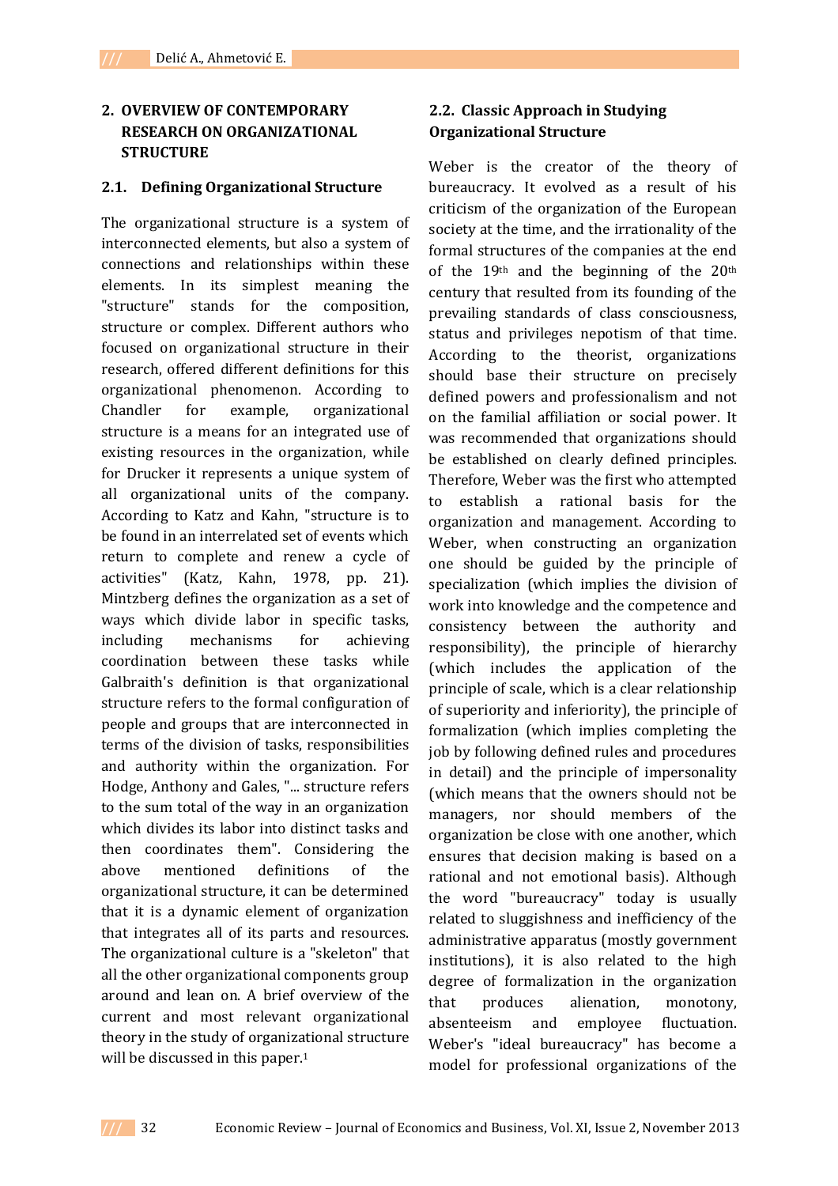## 2. OVERVIEW OF CONTEMPORARY RESEARCH ON ORGANIZATIONAL STRUCTURE

### 2.1. Defining Organizational Structure

The organizational structure is a system of interconnected elements, but also a system of connections and relationships within these elements. In its simplest meaning the "structure" stands for the composition, structure or complex. Different authors who focused on organizational structure in their research, offered different definitions for this organizational phenomenon. According to Chandler for example, organizational structure is a means for an integrated use of existing resources in the organization, while for Drucker it represents a unique system of all organizational units of the company. According to Katz and Kahn, "structure is to be found in an interrelated set of events which return to complete and renew a cycle of activities" (Katz, Kahn, 1978, pp. 21). Mintzberg defines the organization as a set of ways which divide labor in specific tasks, including mechanisms for achieving coordination between these tasks while Galbraith's definition is that organizational structure refers to the formal configuration of people and groups that are interconnected in terms of the division of tasks, responsibilities and authority within the organization. For Hodge, Anthony and Gales, "... structure refers to the sum total of the way in an organization which divides its labor into distinct tasks and then coordinates them". Considering the above mentioned definitions of the organizational structure, it can be determined that it is a dynamic element of organization that integrates all of its parts and resources. The organizational culture is a "skeleton" that all the other organizational components group around and lean on. A brief overview of the current and most relevant organizational theory in the study of organizational structure will be discussed in this paper.[1]

### 2.2. Classic Approach in Studying Organizational Structure

Weber is the creator of the theory of bureaucracy. It evolved as a result of his criticism of the organization of the European society at the time, and the irrationality of the formal structures of the companies at the end of the 19th and the beginning of the 20th century that resulted from its founding of the prevailing standards of class consciousness, status and privileges nepotism of that time. According to the theorist, organizations should base their structure on precisely defined powers and professionalism and not on the familial affiliation or social power. It was recommended that organizations should be established on clearly defined principles. Therefore, Weber was the first who attempted to establish a rational basis for the organization and management. According to Weber, when constructing an organization one should be guided by the principle of specialization (which implies the division of work into knowledge and the competence and consistency between the authority and responsibility), the principle of hierarchy (which includes the application of the principle of scale, which is a clear relationship of superiority and inferiority), the principle of formalization (which implies completing the job by following defined rules and procedures in detail) and the principle of impersonality (which means that the owners should not be managers, nor should members of the organization be close with one another, which ensures that decision making is based on a rational and not emotional basis). Although the word "bureaucracy" today is usually related to sluggishness and inefficiency of the administrative apparatus (mostly government institutions), it is also related to the high degree of formalization in the organization that produces alienation, monotony, absenteeism and employee fluctuation. Weber's "ideal bureaucracy" has become a model for professional organizations of the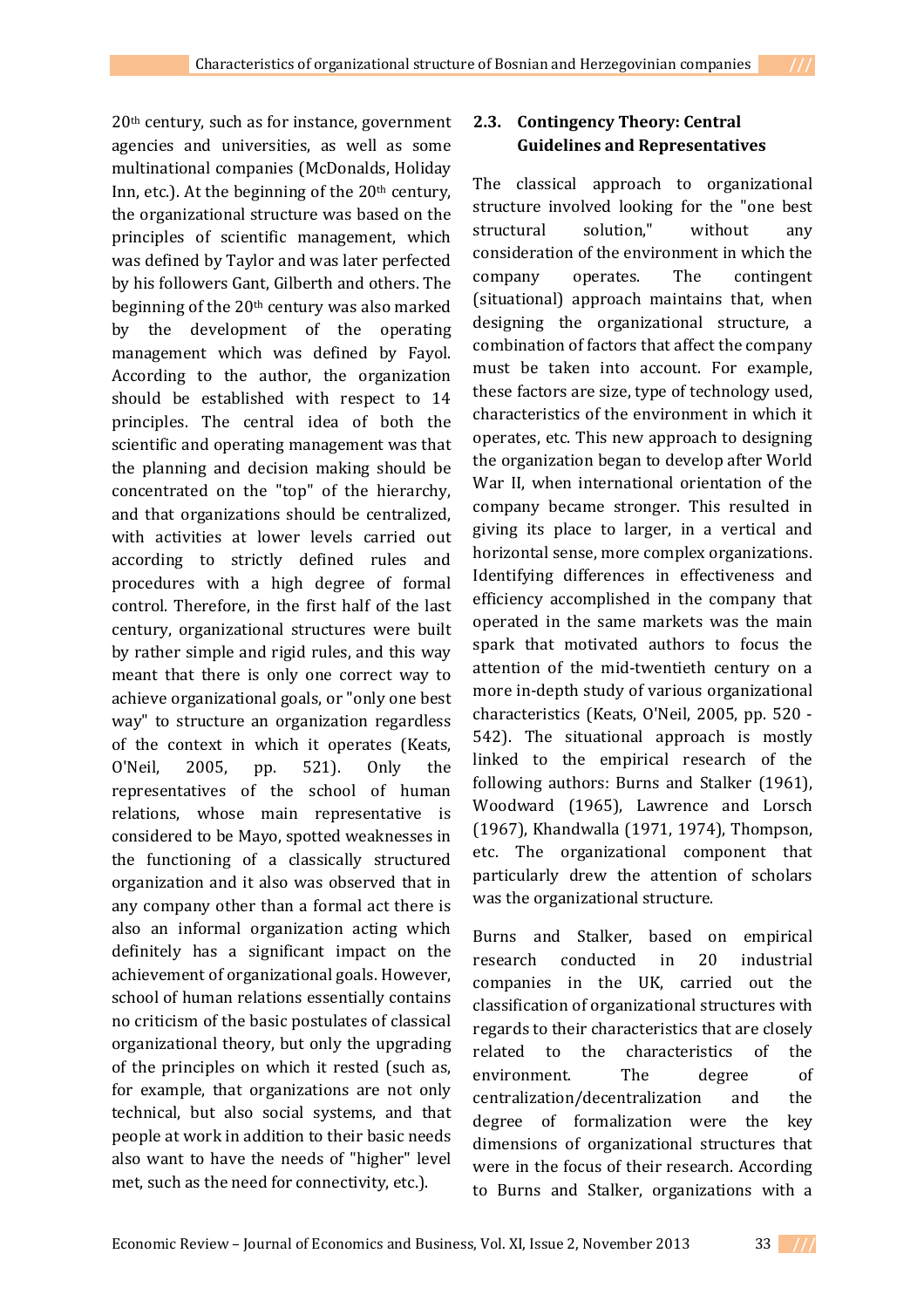20th century, such as for instance, government agencies and universities, as well as some multinational companies (McDonalds, Holiday Inn, etc.). At the beginning of the 20th century, the organizational structure was based on the principles of scientific management, which was defined by Taylor and was later perfected by his followers Gant, Gilberth and others. The beginning of the 20th century was also marked by the development of the operating management which was defined by Fayol. According to the author, the organization should be established with respect to 14 principles. The central idea of both the scientific and operating management was that the planning and decision making should be concentrated on the "top" of the hierarchy, and that organizations should be centralized, with activities at lower levels carried out according to strictly defined rules and procedures with a high degree of formal control. Therefore, in the first half of the last century, organizational structures were built by rather simple and rigid rules, and this way meant that there is only one correct way to achieve organizational goals, or "only one best way" to structure an organization regardless of the context in which it operates (Keats, O'Neil, 2005, pp. 521). Only the representatives of the school of human relations, whose main representative is considered to be Mayo, spotted weaknesses in the functioning of a classically structured organization and it also was observed that in any company other than a formal act there is also an informal organization acting which definitely has a significant impact on the achievement of organizational goals. However, school of human relations essentially contains no criticism of the basic postulates of classical organizational theory, but only the upgrading of the principles on which it rested (such as, for example, that organizations are not only technical, but also social systems, and that people at work in addition to their basic needs also want to have the needs of "higher" level met, such as the need for connectivity, etc.).

## 2.3. Contingency Theory: Central Guidelines and Representatives

The classical approach to organizational structure involved looking for the "one best structural solution," without any consideration of the environment in which the company operates. The contingent (situational) approach maintains that, when designing the organizational structure, a combination of factors that affect the company must be taken into account. For example, these factors are size, type of technology used, characteristics of the environment in which it operates, etc. This new approach to designing the organization began to develop after World War II, when international orientation of the company became stronger. This resulted in giving its place to larger, in a vertical and horizontal sense, more complex organizations. Identifying differences in effectiveness and efficiency accomplished in the company that operated in the same markets was the main spark that motivated authors to focus the attention of the mid-twentieth century on a more in-depth study of various organizational characteristics (Keats, O'Neil, 2005, pp. 520 - 542). The situational approach is mostly linked to the empirical research of the following authors: Burns and Stalker (1961), Woodward (1965), Lawrence and Lorsch (1967), Khandwalla (1971, 1974), Thompson, etc. The organizational component that particularly drew the attention of scholars was the organizational structure.

Burns and Stalker, based on empirical research conducted in 20 industrial companies in the UK, carried out the classification of organizational structures with regards to their characteristics that are closely related to the characteristics of the environment. The degree of centralization/decentralization and the degree of formalization were the key dimensions of organizational structures that were in the focus of their research. According to Burns and Stalker, organizations with a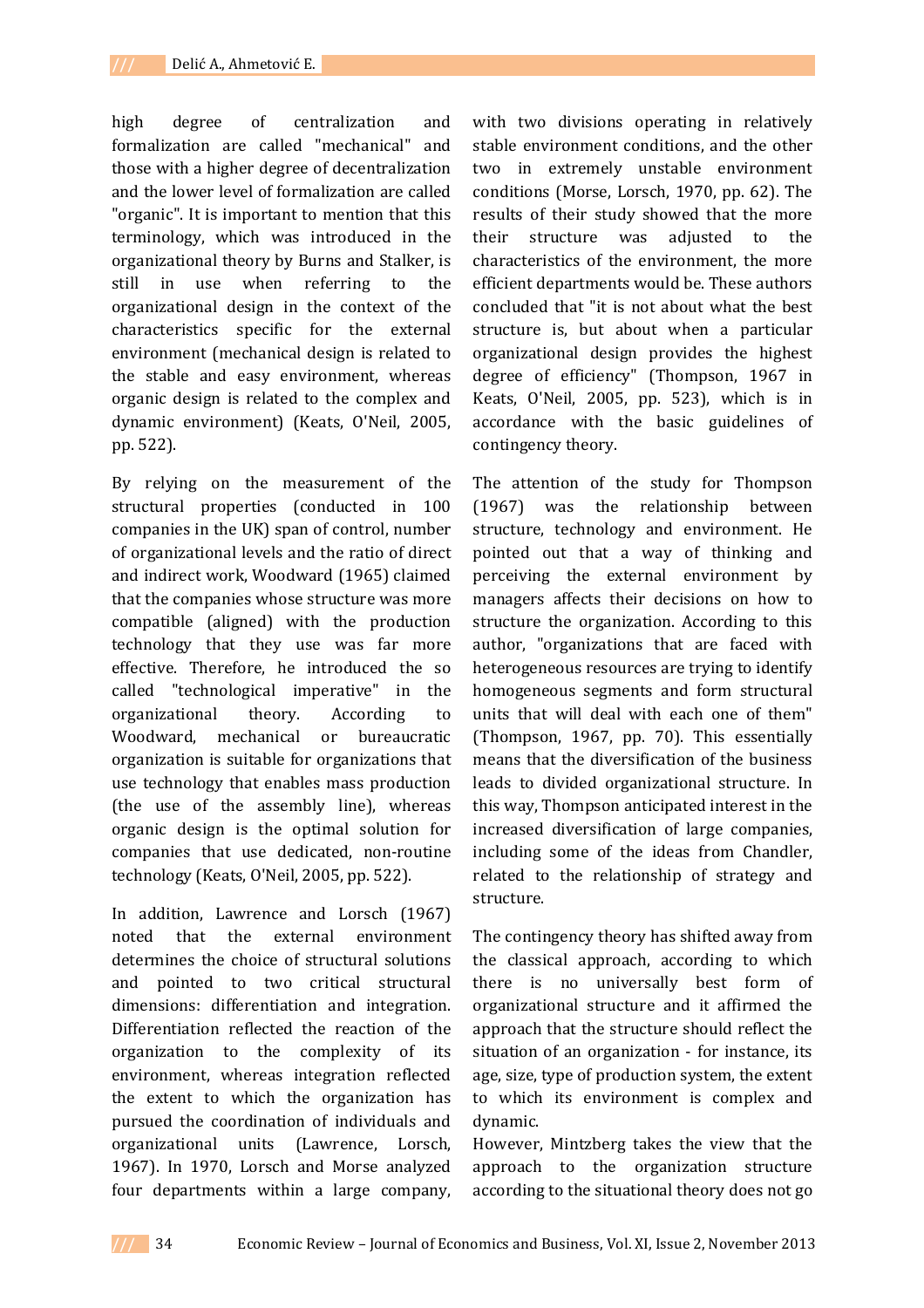high degree of centralization and formalization are called "mechanical" and those with a higher degree of decentralization and the lower level of formalization are called "organic". It is important to mention that this terminology, which was introduced in the organizational theory by Burns and Stalker, is still in use when referring to the organizational design in the context of the characteristics specific for the external environment (mechanical design is related to the stable and easy environment, whereas organic design is related to the complex and dynamic environment) (Keats, O'Neil, 2005, pp. 522).

By relying on the measurement of the structural properties (conducted in 100 companies in the UK) span of control, number of organizational levels and the ratio of direct and indirect work, Woodward (1965) claimed that the companies whose structure was more compatible (aligned) with the production technology that they use was far more effective. Therefore, he introduced the so called "technological imperative" in the organizational theory. According to Woodward, mechanical or bureaucratic organization is suitable for organizations that use technology that enables mass production (the use of the assembly line), whereas organic design is the optimal solution for companies that use dedicated, non-routine technology (Keats, O'Neil, 2005, pp. 522).

In addition, Lawrence and Lorsch (1967) noted that the external environment determines the choice of structural solutions and pointed to two critical structural dimensions: differentiation and integration. Differentiation reflected the reaction of the organization to the complexity of its environment, whereas integration reflected the extent to which the organization has pursued the coordination of individuals and organizational units (Lawrence, Lorsch, 1967). In 1970, Lorsch and Morse analyzed four departments within a large company, with two divisions operating in relatively stable environment conditions, and the other two in extremely unstable environment conditions (Morse, Lorsch, 1970, pp. 62). The results of their study showed that the more their structure was adjusted to the characteristics of the environment, the more efficient departments would be. These authors concluded that "it is not about what the best structure is, but about when a particular organizational design provides the highest degree of efficiency" (Thompson, 1967 in Keats, O'Neil, 2005, pp. 523), which is in accordance with the basic guidelines of contingency theory.

The attention of the study for Thompson (1967) was the relationship between structure, technology and environment. He pointed out that a way of thinking and perceiving the external environment by managers affects their decisions on how to structure the organization. According to this author, "organizations that are faced with heterogeneous resources are trying to identify homogeneous segments and form structural units that will deal with each one of them" (Thompson, 1967, pp. 70). This essentially means that the diversification of the business leads to divided organizational structure. In this way, Thompson anticipated interest in the increased diversification of large companies, including some of the ideas from Chandler, related to the relationship of strategy and structure.

The contingency theory has shifted away from the classical approach, according to which there is no universally best form of organizational structure and it affirmed the approach that the structure should reflect the situation of an organization - for instance, its age, size, type of production system, the extent to which its environment is complex and dynamic.

However, Mintzberg takes the view that the approach to the organization structure according to the situational theory does not go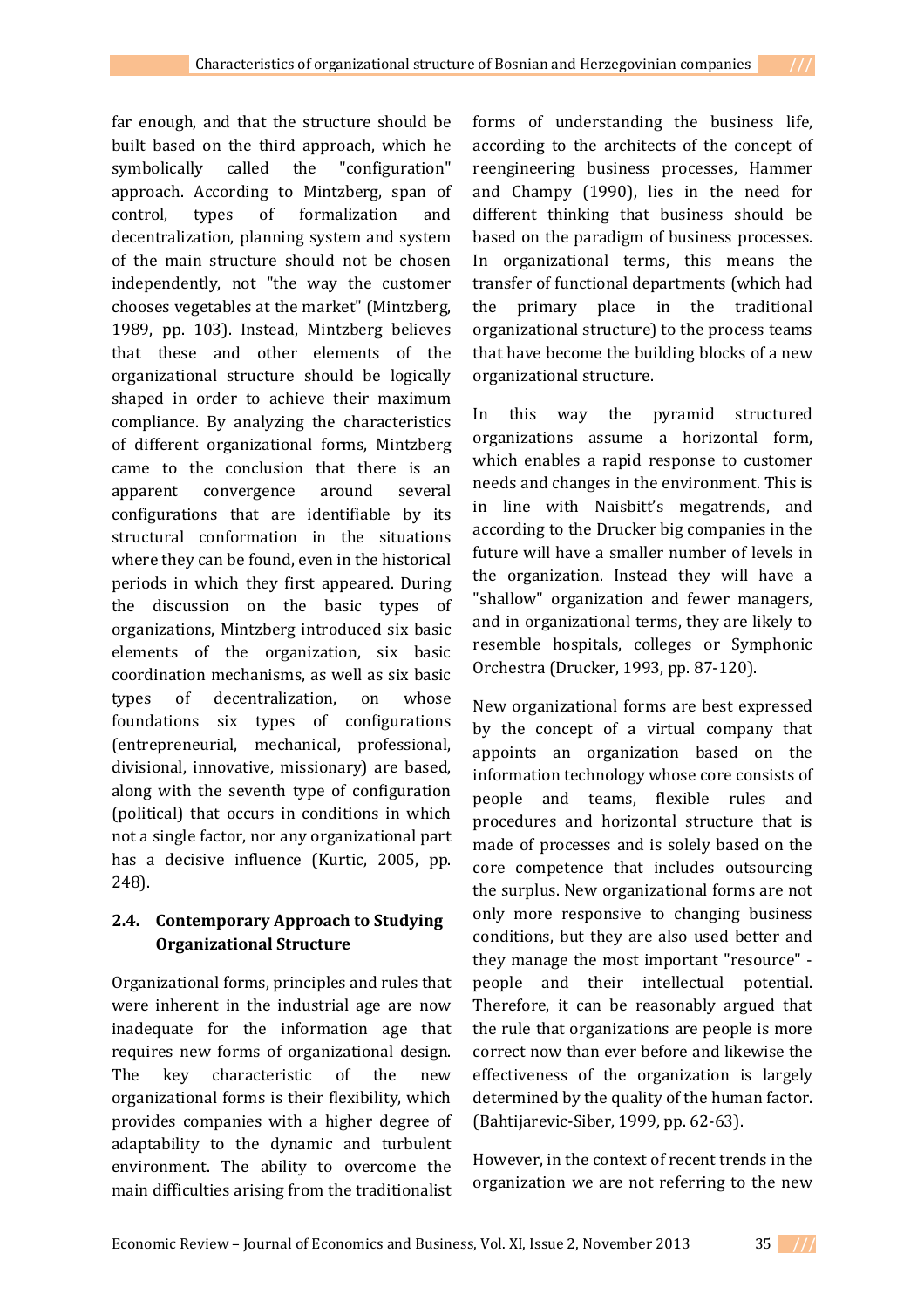far enough, and that the structure should be built based on the third approach, which he symbolically called the "configuration" approach. According to Mintzberg, span of control, types of formalization and decentralization, planning system and system of the main structure should not be chosen independently, not "the way the customer chooses vegetables at the market" (Mintzberg, 1989, pp. 103). Instead, Mintzberg believes that these and other elements of the organizational structure should be logically shaped in order to achieve their maximum compliance. By analyzing the characteristics of different organizational forms, Mintzberg came to the conclusion that there is an apparent convergence around several configurations that are identifiable by its structural conformation in the situations where they can be found, even in the historical periods in which they first appeared. During the discussion on the basic types of organizations, Mintzberg introduced six basic elements of the organization, six basic coordination mechanisms, as well as six basic types of decentralization, on whose foundations six types of configurations (entrepreneurial, mechanical, professional, divisional, innovative, missionary) are based, along with the seventh type of configuration (political) that occurs in conditions in which not a single factor, nor any organizational part has a decisive influence (Kurtic, 2005, pp. 248).

### 2.4. Contemporary Approach to Studying Organizational Structure

Organizational forms, principles and rules that were inherent in the industrial age are now inadequate for the information age that requires new forms of organizational design. The key characteristic of the new organizational forms is their flexibility, which provides companies with a higher degree of adaptability to the dynamic and turbulent environment. The ability to overcome the main difficulties arising from the traditionalist forms of understanding the business life, according to the architects of the concept of reengineering business processes, Hammer and Champy (1990), lies in the need for different thinking that business should be based on the paradigm of business processes. In organizational terms, this means the transfer of functional departments (which had the primary place in the traditional organizational structure) to the process teams that have become the building blocks of a new organizational structure.

In this way the pyramid structured organizations assume a horizontal form, which enables a rapid response to customer needs and changes in the environment. This is in line with Naisbitt's megatrends, and according to the Drucker big companies in the future will have a smaller number of levels in the organization. Instead they will have a "shallow" organization and fewer managers, and in organizational terms, they are likely to resemble hospitals, colleges or Symphonic Orchestra (Drucker, 1993, pp. 87-120).

New organizational forms are best expressed by the concept of a virtual company that appoints an organization based on the information technology whose core consists of people and teams, flexible rules and procedures and horizontal structure that is made of processes and is solely based on the core competence that includes outsourcing the surplus. New organizational forms are not only more responsive to changing business conditions, but they are also used better and they manage the most important "resource" - people and their intellectual potential. Therefore, it can be reasonably argued that the rule that organizations are people is more correct now than ever before and likewise the effectiveness of the organization is largely determined by the quality of the human factor. (Bahtijarevic-Siber, 1999, pp. 62-63).

However, in the context of recent trends in the organization we are not referring to the new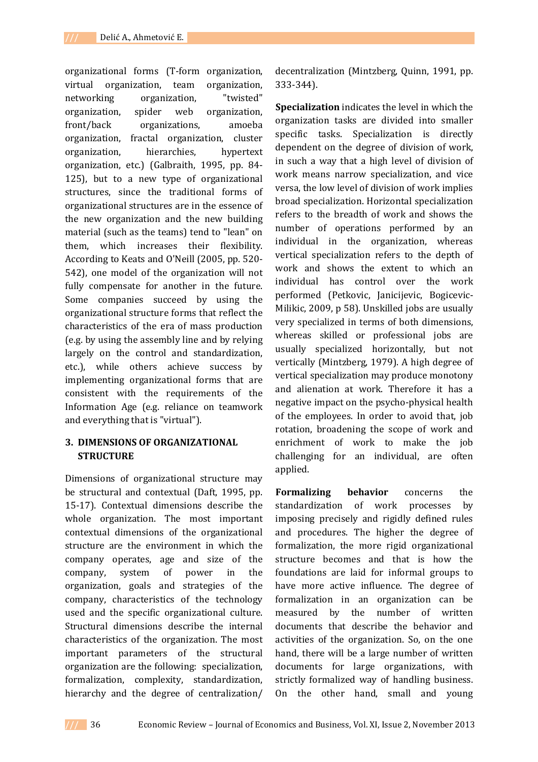organizational forms (T-form organization, virtual organization, team organization, networking organization, "twisted" organization, spider web organization, front/back organizations, amoeba organization, fractal organization, cluster organization, hierarchies, hypertext organization, etc.) (Galbraith, 1995, pp. 84-125), but to a new type of organizational structures, since the traditional forms of organizational structures are in the essence of the new organization and the new building material (such as the teams) tend to "lean" on them, which increases their flexibility. According to Keats and O'Neill (2005, pp. 520-542), one model of the organization will not fully compensate for another in the future. Some companies succeed by using the organizational structure forms that reflect the characteristics of the era of mass production (e.g. by using the assembly line and by relying largely on the control and standardization, etc.), while others achieve success by implementing organizational forms that are consistent with the requirements of the Information Age (e.g. reliance on teamwork and everything that is "virtual").

## 3. DIMENSIONS OF ORGANIZATIONAL STRUCTURE

Dimensions of organizational structure may be structural and contextual (Daft, 1995, pp. 15-17). Contextual dimensions describe the whole organization. The most important contextual dimensions of the organizational structure are the environment in which the company operates, age and size of the company, system of power in the organization, goals and strategies of the company, characteristics of the technology used and the specific organizational culture. Structural dimensions describe the internal characteristics of the organization. The most important parameters of the structural organization are the following: specialization, formalization, complexity, standardization, hierarchy and the degree of centralization/decentralization (Mintzberg, Quinn, 1991, pp. 333-344).

**Specialization** indicates the level in which the organization tasks are divided into smaller specific tasks. Specialization is directly dependent on the degree of division of work, in such a way that a high level of division of work means narrow specialization, and vice versa, the low level of division of work implies broad specialization. Horizontal specialization refers to the breadth of work and shows the number of operations performed by an individual in the organization, whereas vertical specialization refers to the depth of work and shows the extent to which an individual has control over the work performed (Petkovic, Janicijevic, Bogicevic-Milikic, 2009, p 58). Unskilled jobs are usually very specialized in terms of both dimensions, whereas skilled or professional jobs are usually specialized horizontally, but not vertically (Mintzberg, 1979). A high degree of vertical specialization may produce monotony and alienation at work. Therefore it has a negative impact on the psycho-physical health of the employees. In order to avoid that, job rotation, broadening the scope of work and enrichment of work to make the job challenging for an individual, are often applied.

**Formalizing behavior** concerns the standardization of work processes by imposing precisely and rigidly defined rules and procedures. The higher the degree of formalization, the more rigid organizational structure becomes and that is how the foundations are laid for informal groups to have more active influence. The degree of formalization in an organization can be measured by the number of written documents that describe the behavior and activities of the organization. So, on the one hand, there will be a large number of written documents for large organizations, with strictly formalized way of handling business. On the other hand, small and young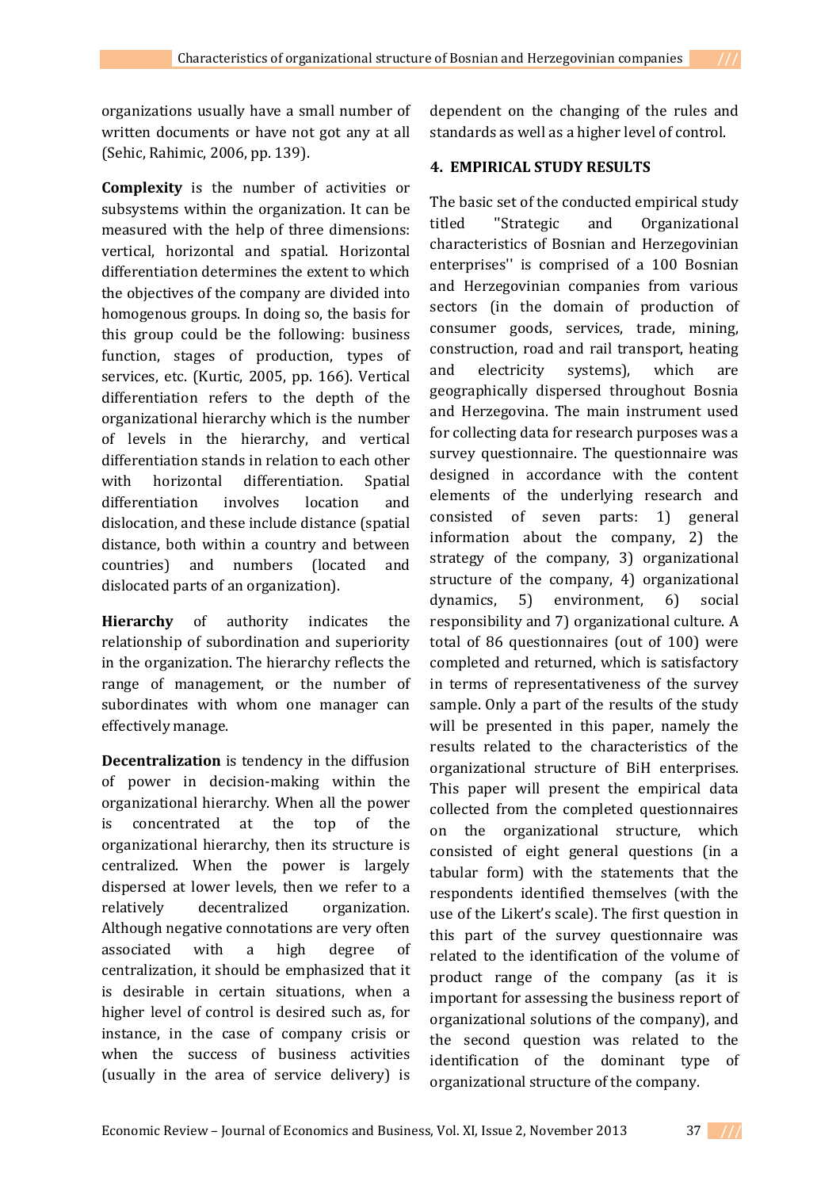organizations usually have a small number of written documents or have not got any at all (Sehic, Rahimic, 2006, pp. 139).

**Complexity** is the number of activities or subsystems within the organization. It can be measured with the help of three dimensions: vertical, horizontal and spatial. Horizontal differentiation determines the extent to which the objectives of the company are divided into homogenous groups. In doing so, the basis for this group could be the following: business function, stages of production, types of services, etc. (Kurtic, 2005, pp. 166). Vertical differentiation refers to the depth of the organizational hierarchy which is the number of levels in the hierarchy, and vertical differentiation stands in relation to each other with horizontal differentiation. Spatial differentiation involves location and dislocation, and these include distance (spatial distance, both within a country and between countries) and numbers (located and dislocated parts of an organization).

**Hierarchy** of authority indicates the relationship of subordination and superiority in the organization. The hierarchy reflects the range of management, or the number of subordinates with whom one manager can effectively manage.

**Decentralization** is tendency in the diffusion of power in decision-making within the organizational hierarchy. When all the power is concentrated at the top of the organizational hierarchy, then its structure is centralized. When the power is largely dispersed at lower levels, then we refer to a relatively decentralized organization. Although negative connotations are very often associated with a high degree of centralization, it should be emphasized that it is desirable in certain situations, when a higher level of control is desired such as, for instance, in the case of company crisis or when the success of business activities (usually in the area of service delivery) is dependent on the changing of the rules and standards as well as a higher level of control.

## 4. EMPIRICAL STUDY RESULTS

The basic set of the conducted empirical study titled ''Strategic and Organizational characteristics of Bosnian and Herzegovinian enterprises'' is comprised of a 100 Bosnian and Herzegovinian companies from various sectors (in the domain of production of consumer goods, services, trade, mining, construction, road and rail transport, heating and electricity systems), which are geographically dispersed throughout Bosnia and Herzegovina. The main instrument used for collecting data for research purposes was a survey questionnaire. The questionnaire was designed in accordance with the content elements of the underlying research and consisted of seven parts: 1) general information about the company, 2) the strategy of the company, 3) organizational structure of the company, 4) organizational dynamics, 5) environment, 6) social responsibility and 7) organizational culture. A total of 86 questionnaires (out of 100) were completed and returned, which is satisfactory in terms of representativeness of the survey sample. Only a part of the results of the study will be presented in this paper, namely the results related to the characteristics of the organizational structure of BiH enterprises. This paper will present the empirical data collected from the completed questionnaires on the organizational structure, which consisted of eight general questions (in a tabular form) with the statements that the respondents identified themselves (with the use of the Likert's scale). The first question in this part of the survey questionnaire was related to the identification of the volume of product range of the company (as it is important for assessing the business report of organizational solutions of the company), and the second question was related to the identification of the dominant type of organizational structure of the company.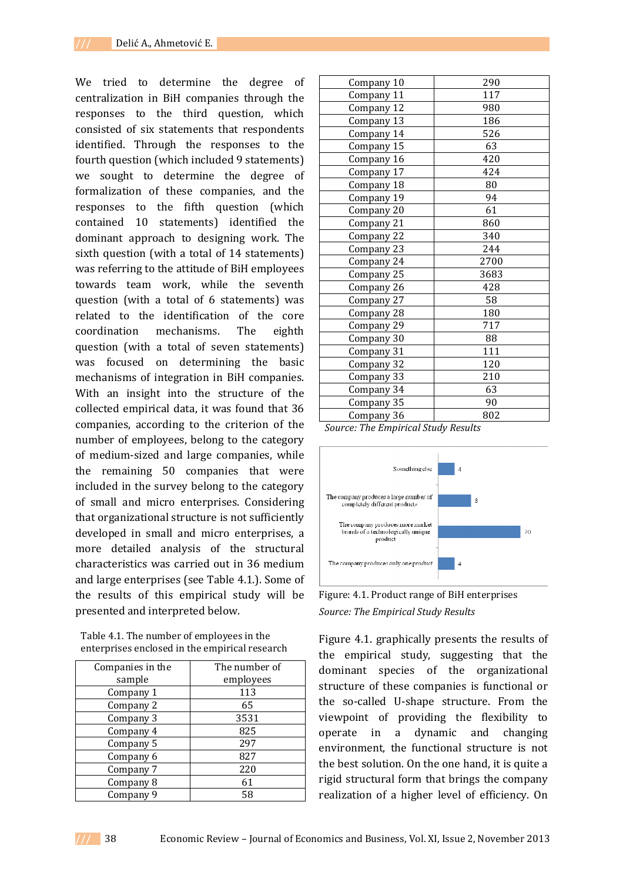We tried to determine the degree of centralization in BiH companies through the responses to the third question, which consisted of six statements that respondents identified. Through the responses to the fourth question (which included 9 statements) we sought to determine the degree of formalization of these companies, and the responses to the fifth question (which contained 10 statements) identified the dominant approach to designing work. The sixth question (with a total of 14 statements) was referring to the attitude of BiH employees towards team work, while the seventh question (with a total of 6 statements) was related to the identification of the core coordination mechanisms. The eighth question (with a total of seven statements) was focused on determining the basic mechanisms of integration in BiH companies. With an insight into the structure of the collected empirical data, it was found that 36 companies, according to the criterion of the number of employees, belong to the category of medium-sized and large companies, while the remaining 50 companies that were included in the survey belong to the category of small and micro enterprises. Considering that organizational structure is not sufficiently developed in small and micro enterprises, a more detailed analysis of the structural characteristics was carried out in 36 medium and large enterprises (see Table 4.1.). Some of the results of this empirical study will be presented and interpreted below.

Table 4.1. The number of employees in the enterprises enclosed in the empirical research

| Companies in the sample | The number of employees |
|---|---|
| Company 1 | 113 |
| Company 2 | 65 |
| Company 3 | 3531 |
| Company 4 | 825 |
| Company 5 | 297 |
| Company 6 | 827 |
| Company 7 | 220 |
| Company 8 | 61 |
| Company 9 | 58 |
| Company 10 | 290 |
| Company 11 | 117 |
| Company 12 | 980 |
| Company 13 | 186 |
| Company 14 | 526 |
| Company 15 | 63 |
| Company 16 | 420 |
| Company 17 | 424 |
| Company 18 | 80 |
| Company 19 | 94 |
| Company 20 | 61 |
| Company 21 | 860 |
| Company 22 | 340 |
| Company 23 | 244 |
| Company 24 | 2700 |
| Company 25 | 3683 |
| Company 26 | 428 |
| Company 27 | 58 |
| Company 28 | 180 |
| Company 29 | 717 |
| Company 30 | 88 |
| Company 31 | 111 |
| Company 32 | 120 |
| Company 33 | 210 |
| Company 34 | 63 |
| Company 35 | 90 |
| Company 36 | 802 |

*Source: The Empirical Study Results*

Figure: 4.1. Product range of BiH enterprises

*Source: The Empirical Study Results*

Figure 4.1. graphically presents the results of the empirical study, suggesting that the dominant species of the organizational structure of these companies is functional or the so-called U-shape structure. From the viewpoint of providing the flexibility to operate in a dynamic and changing environment, the functional structure is not the best solution. On the one hand, it is quite a rigid structural form that brings the company realization of a higher level of efficiency. On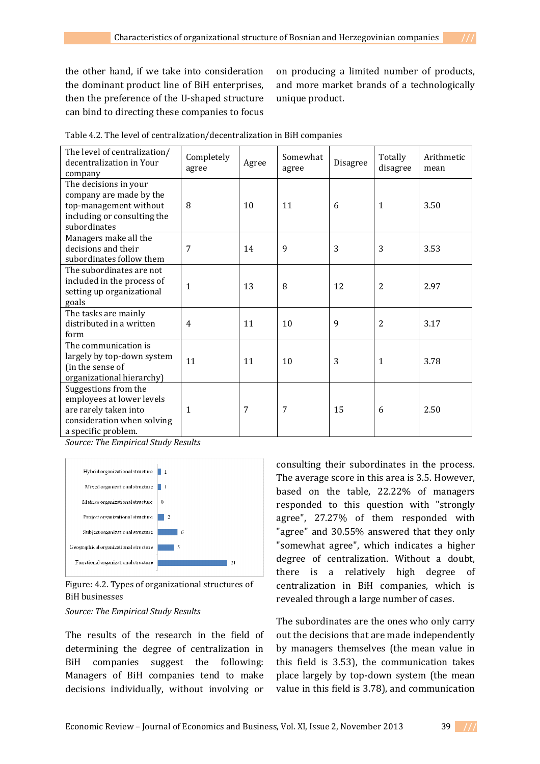the other hand, if we take into consideration the dominant product line of BiH enterprises, then the preference of the U-shaped structure can bind to directing these companies to focus on producing a limited number of products, and more market brands of a technologically unique product.

Table 4.2. The level of centralization/decentralization in BiH companies

| The level of centralization/ decentralization in Your company | Completely agree | Agree | Somewhat agree | Disagree | Totally disagree | Arithmetic mean |
|---|---|---|---|---|---|---|
| The decisions in your company are made by the top-management without including or consulting the subordinates | 8 | 10 | 11 | 6 | 1 | 3.50 |
| Managers make all the decisions and their subordinates follow them | 7 | 14 | 9 | 3 | 3 | 3.53 |
| The subordinates are not included in the process of setting up organizational goals | 1 | 13 | 8 | 12 | 2 | 2.97 |
| The tasks are mainly distributed in a written form | 4 | 11 | 10 | 9 | 2 | 3.17 |
| The communication is largely by top-down system (in the sense of organizational hierarchy) | 11 | 11 | 10 | 3 | 1 | 3.78 |
| Suggestions from the employees at lower levels are rarely taken into consideration when solving a specific problem. | 1 | 7 | 7 | 15 | 6 | 2.50 |

*Source: The Empirical Study Results*

| Type of organizational structure | Number |
|---|---|
| Hybrid organizational structure | 1 |
| Mixed organizational structure | 1 |
| Matrix organizational structure | 0 |
| Project organizational structure | 2 |
| Subject organizational structure | 6 |
| Geographical organizational structure | 5 |
| Functional organizational structure | 21 |

Figure: 4.2. Types of organizational structures of BiH businesses

*Source: The Empirical Study Results*

The results of the research in the field of determining the degree of centralization in BiH companies suggest the following: Managers of BiH companies tend to make decisions individually, without involving or consulting their subordinates in the process. The average score in this area is 3.5. However, based on the table, 22.22% of managers responded to this question with "strongly agree", 27.27% of them responded with "agree" and 30.55% answered that they only "somewhat agree", which indicates a higher degree of centralization. Without a doubt, there is a relatively high degree of centralization in BiH companies, which is revealed through a large number of cases.

The subordinates are the ones who only carry out the decisions that are made independently by managers themselves (the mean value in this field is 3.53), the communication takes place largely by top-down system (the mean value in this field is 3.78), and communication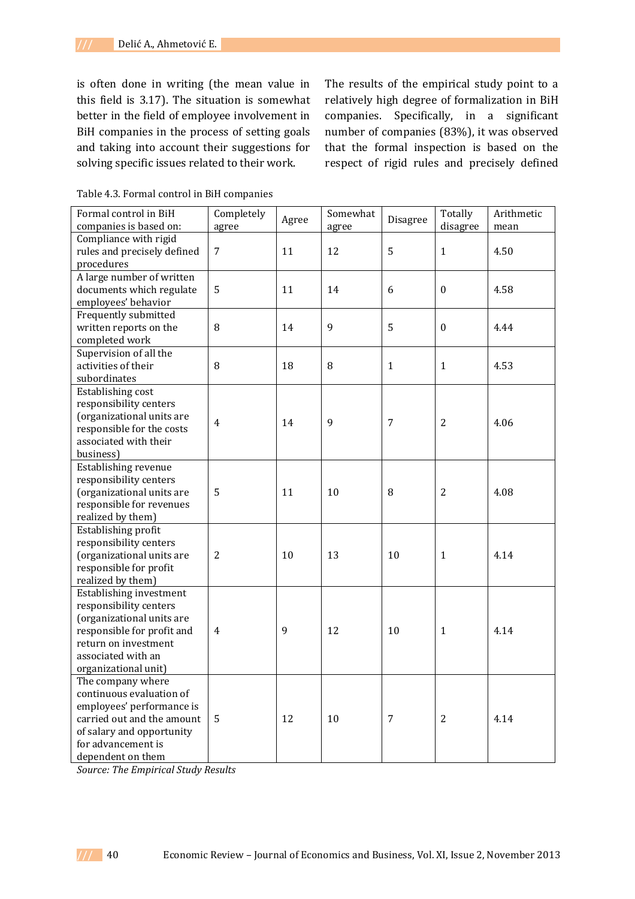is often done in writing (the mean value in this field is 3.17). The situation is somewhat better in the field of employee involvement in BiH companies in the process of setting goals and taking into account their suggestions for solving specific issues related to their work.

The results of the empirical study point to a relatively high degree of formalization in BiH companies. Specifically, in a significant number of companies (83%), it was observed that the formal inspection is based on the respect of rigid rules and precisely defined

Table 4.3. Formal control in BiH companies

| Formal control in BiH companies is based on: | Completely agree | Agree | Somewhat agree | Disagree | Totally disagree | Arithmetic mean |
|---|---|---|---|---|---|---|
| Compliance with rigid rules and precisely defined procedures | 7 | 11 | 12 | 5 | 1 | 4.50 |
| A large number of written documents which regulate employees' behavior | 5 | 11 | 14 | 6 | 0 | 4.58 |
| Frequently submitted written reports on the completed work | 8 | 14 | 9 | 5 | 0 | 4.44 |
| Supervision of all the activities of their subordinates | 8 | 18 | 8 | 1 | 1 | 4.53 |
| Establishing cost responsibility centers (organizational units are responsible for the costs associated with their business) | 4 | 14 | 9 | 7 | 2 | 4.06 |
| Establishing revenue responsibility centers (organizational units are responsible for revenues realized by them) | 5 | 11 | 10 | 8 | 2 | 4.08 |
| Establishing profit responsibility centers (organizational units are responsible for profit realized by them) | 2 | 10 | 13 | 10 | 1 | 4.14 |
| Establishing investment responsibility centers (organizational units are responsible for profit and return on investment associated with an organizational unit) | 4 | 9 | 12 | 10 | 1 | 4.14 |
| The company where continuous evaluation of employees' performance is carried out and the amount of salary and opportunity for advancement is dependent on them | 5 | 12 | 10 | 7 | 2 | 4.14 |

*Source: The Empirical Study Results*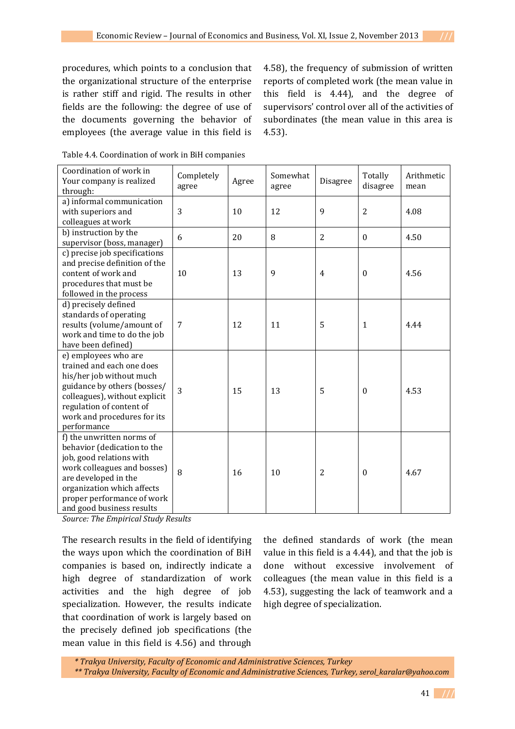procedures, which points to a conclusion that the organizational structure of the enterprise is rather stiff and rigid. The results in other fields are the following: the degree of use of the documents governing the behavior of employees (the average value in this field is 4.58), the frequency of submission of written reports of completed work (the mean value in this field is 4.44), and the degree of supervisors' control over all of the activities of subordinates (the mean value in this area is 4.53).

Table 4.4. Coordination of work in BiH companies

| Coordination of work in Your company is realized through: | Completely agree | Agree | Somewhat agree | Disagree | Totally disagree | Arithmetic mean |
|---|---|---|---|---|---|---|
| a) informal communication with superiors and colleagues at work | 3 | 10 | 12 | 9 | 2 | 4.08 |
| b) instruction by the supervisor (boss, manager) | 6 | 20 | 8 | 2 | 0 | 4.50 |
| c) precise job specifications and precise definition of the content of work and procedures that must be followed in the process | 10 | 13 | 9 | 4 | 0 | 4.56 |
| d) precisely defined standards of operating results (volume/amount of work and time to do the job have been defined) | 7 | 12 | 11 | 5 | 1 | 4.44 |
| e) employees who are trained and each one does his/her job without much guidance by others (bosses/ colleagues), without explicit regulation of content of work and procedures for its performance | 3 | 15 | 13 | 5 | 0 | 4.53 |
| f) the unwritten norms of behavior (dedication to the job, good relations with work colleagues and bosses) are developed in the organization which affects proper performance of work and good business results | 8 | 16 | 10 | 2 | 0 | 4.67 |

*Source: The Empirical Study Results*

The research results in the field of identifying the ways upon which the coordination of BiH companies is based on, indirectly indicate a high degree of standardization of work activities and the high degree of job specialization. However, the results indicate that coordination of work is largely based on the precisely defined job specifications (the mean value in this field is 4.56) and through the defined standards of work (the mean value in this field is a 4.44), and that the job is done without excessive involvement of colleagues (the mean value in this field is a 4.53), suggesting the lack of teamwork and a high degree of specialization.

*\* Trakya University, Faculty of Economic and Administrative Sciences, Turkey*
*\*\* Trakya University, Faculty of Economic and Administrative Sciences, Turkey, serol_karalar@yahoo.com*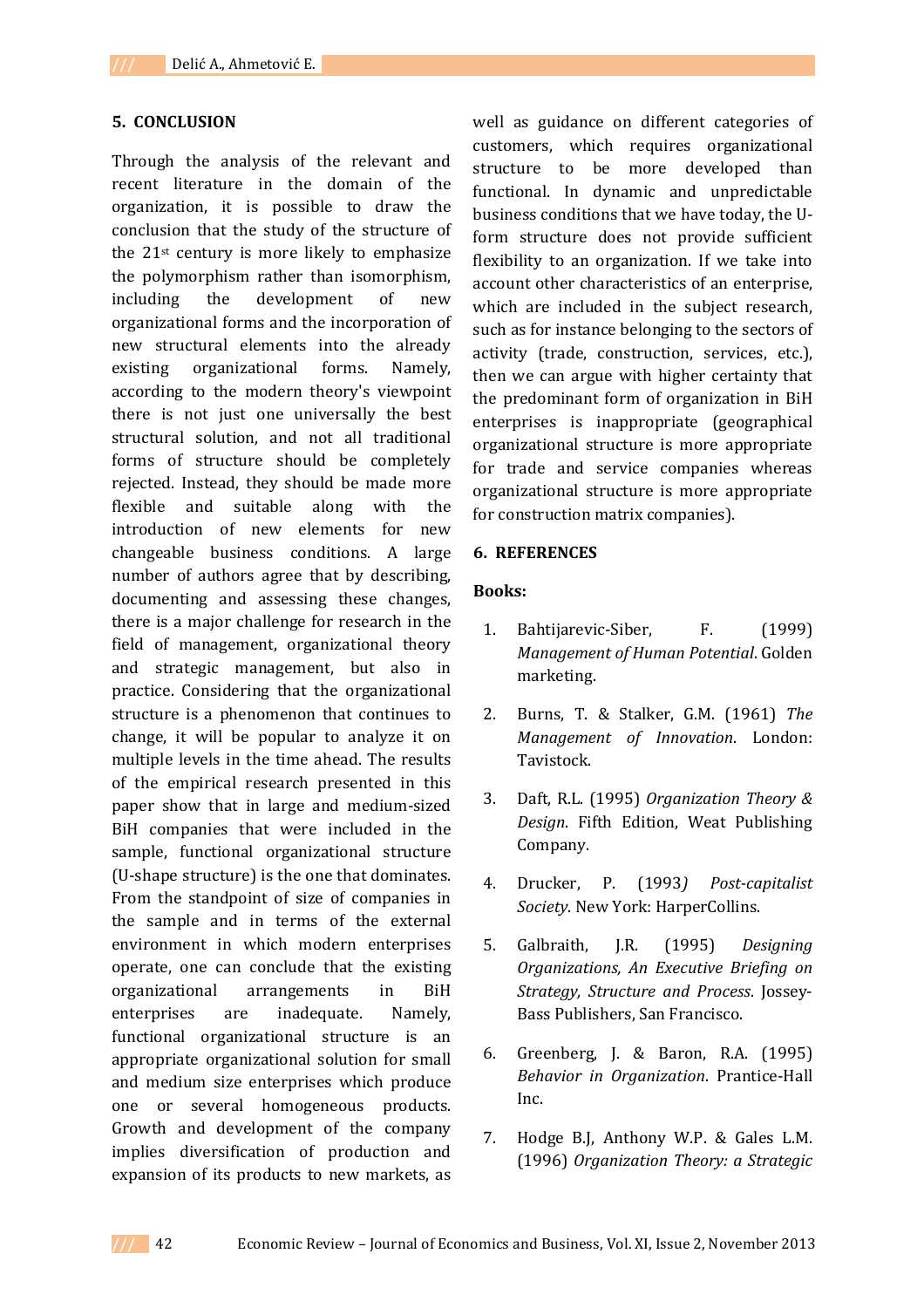## 5. CONCLUSION

Through the analysis of the relevant and recent literature in the domain of the organization, it is possible to draw the conclusion that the study of the structure of the 21st century is more likely to emphasize the polymorphism rather than isomorphism, including the development of new organizational forms and the incorporation of new structural elements into the already existing organizational forms. Namely, according to the modern theory's viewpoint there is not just one universally the best structural solution, and not all traditional forms of structure should be completely rejected. Instead, they should be made more flexible and suitable along with the introduction of new elements for new changeable business conditions. A large number of authors agree that by describing, documenting and assessing these changes, there is a major challenge for research in the field of management, organizational theory and strategic management, but also in practice. Considering that the organizational structure is a phenomenon that continues to change, it will be popular to analyze it on multiple levels in the time ahead. The results of the empirical research presented in this paper show that in large and medium-sized BiH companies that were included in the sample, functional organizational structure (U-shape structure) is the one that dominates. From the standpoint of size of companies in the sample and in terms of the external environment in which modern enterprises operate, one can conclude that the existing organizational arrangements in BiH enterprises are inadequate. Namely, functional organizational structure is an appropriate organizational solution for small and medium size enterprises which produce one or several homogeneous products. Growth and development of the company implies diversification of production and expansion of its products to new markets, as well as guidance on different categories of customers, which requires organizational structure to be more developed than functional. In dynamic and unpredictable business conditions that we have today, the U-form structure does not provide sufficient flexibility to an organization. If we take into account other characteristics of an enterprise, which are included in the subject research, such as for instance belonging to the sectors of activity (trade, construction, services, etc.), then we can argue with higher certainty that the predominant form of organization in BiH enterprises is inappropriate (geographical organizational structure is more appropriate for trade and service companies whereas organizational structure is more appropriate for construction matrix companies).

## 6. REFERENCES

**Books:**

1. Bahtijarevic-Siber, F. (1999) *Management of Human Potential*. Golden marketing.
2. Burns, T. & Stalker, G.M. (1961) *The Management of Innovation*. London: Tavistock.
3. Daft, R.L. (1995) *Organization Theory & Design*. Fifth Edition, Weat Publishing Company.
4. Drucker, P. (1993*) Post-capitalist Society*. New York: HarperCollins.
5. Galbraith, J.R. (1995) *Designing Organizations, An Executive Briefing on Strategy, Structure and Process*. Jossey-Bass Publishers, San Francisco.
6. Greenberg, J. & Baron, R.A. (1995) *Behavior in Organization*. Prantice-Hall Inc.
7. Hodge B.J, Anthony W.P. & Gales L.M. (1996) *Organization Theory: a Strategic*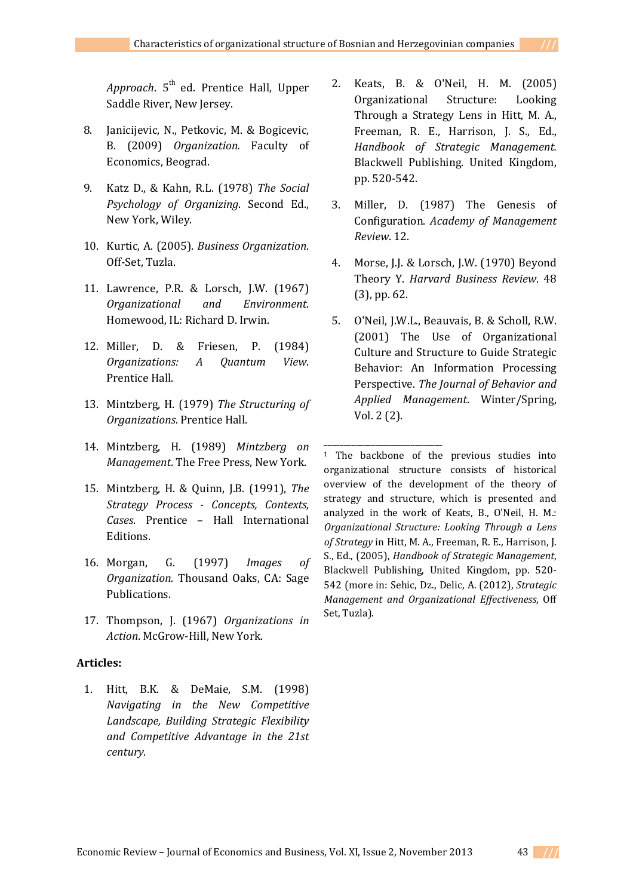*Approach*. 5th ed. Prentice Hall, Upper Saddle River, New Jersey.

8. Janicijevic, N., Petkovic, M. & Bogicevic, B. (2009) *Organization.* Faculty of Economics, Beograd.

9. Katz D., & Kahn, R.L. (1978) *The Social Psychology of Organizing*. Second Ed., New York, Wiley.

10. Kurtic, A. (2005). *Business Organization*. Off-Set, Tuzla.

11. Lawrence, P.R. & Lorsch, J.W. (1967) *Organizational and Environment*. Homewood, IL: Richard D. Irwin.

12. Miller, D. & Friesen, P. (1984) *Organizations: A Quantum View*. Prentice Hall.

13. Mintzberg, H. (1979) *The Structuring of Organizations*. Prentice Hall.

14. Mintzberg, H. (1989) *Mintzberg on Management*. The Free Press, New York.

15. Mintzberg, H. & Quinn, J.B. (1991), *The Strategy Process - Concepts, Contexts, Cases*. Prentice – Hall International Editions.

16. Morgan, G. (1997) *Images of Organization.* Thousand Oaks, CA: Sage Publications.

17. Thompson, J. (1967) *Organizations in Action*. McGrow-Hill, New York.

**Articles:**

1. Hitt, B.K. & DeMaie, S.M. (1998) *Navigating in the New Competitive Landscape, Building Strategic Flexibility and Competitive Advantage in the 21st century*.

2. Keats, B. & O'Neil, H. M. (2005) Organizational Structure: Looking Through a Strategy Lens in Hitt, M. A., Freeman, R. E., Harrison, J. S., Ed., *Handbook of Strategic Management.* Blackwell Publishing. United Kingdom, pp. 520-542.

3. Miller, D. (1987) The Genesis of Configuration. *Academy of Management Review*. 12.

4. Morse, J.J. & Lorsch, J.W. (1970) Beyond Theory Y. *Harvard Business Review*. 48 (3), pp. 62.

5. O'Neil, J.W.L., Beauvais, B. & Scholl, R.W. (2001) The Use of Organizational Culture and Structure to Guide Strategic Behavior: An Information Processing Perspective. *The Journal of Behavior and Applied Management*. Winter/Spring, Vol. 2 (2).

---

[1] The backbone of the previous studies into organizational structure consists of historical overview of the development of the theory of strategy and structure, which is presented and analyzed in the work of Keats, B., O'Neil, H. M.: *Organizational Structure: Looking Through a Lens of Strategy* in Hitt, M. A., Freeman, R. E., Harrison, J. S., Ed., (2005), *Handbook of Strategic Management*, Blackwell Publishing, United Kingdom, pp. 520-542 (more in: Sehic, Dz., Delic, A. (2012), *Strategic Management and Organizational Effectiveness*, Off Set, Tuzla).